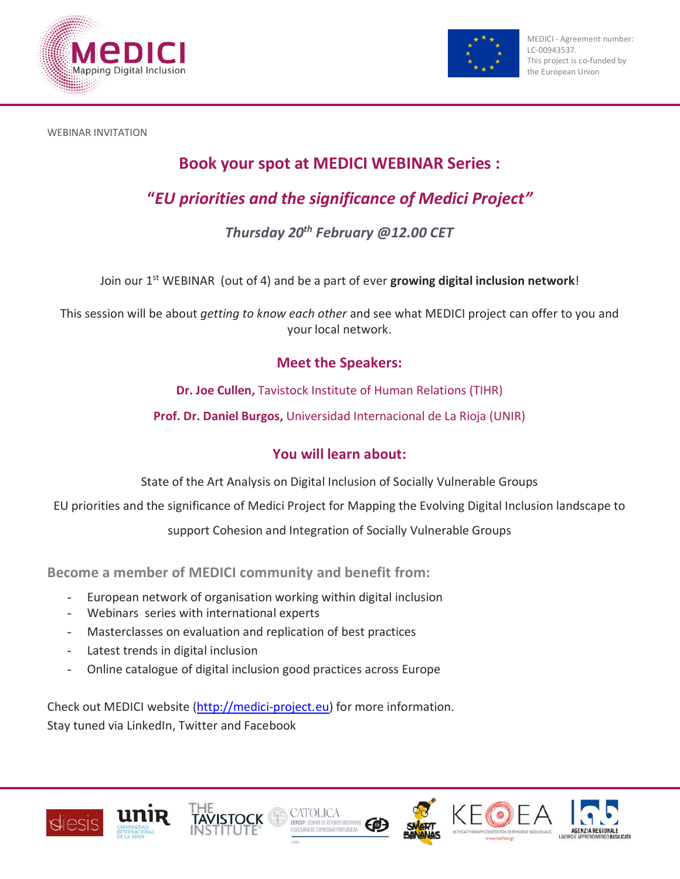MEDICI
Mapping Digital Inclusion

MEDICI - Agreement number: LC-00943537.
This project is co-funded by the European Union

WEBINAR INVITATION

## Book your spot at MEDICI WEBINAR Series :

## *"EU priorities and the significance of Medici Project"*

### *Thursday 20th February @12.00 CET*

Join our 1st WEBINAR (out of 4) and be a part of ever **growing digital inclusion network**!

This session will be about *getting to know each other* and see what MEDICI project can offer to you and your local network.

### Meet the Speakers:

**Dr. Joe Cullen,** Tavistock Institute of Human Relations (TIHR)

**Prof. Dr. Daniel Burgos,** Universidad Internacional de La Rioja (UNIR)

### You will learn about:

State of the Art Analysis on Digital Inclusion of Socially Vulnerable Groups

EU priorities and the significance of Medici Project for Mapping the Evolving Digital Inclusion landscape to support Cohesion and Integration of Socially Vulnerable Groups

### Become a member of MEDICI community and benefit from:

- European network of organisation working within digital inclusion
- Webinars series with international experts
- Masterclasses on evaluation and replication of best practices
- Latest trends in digital inclusion
- Online catalogue of digital inclusion good practices across Europe

Check out MEDICI website (http://medici-project.eu) for more information.
Stay tuned via LinkedIn, Twitter and Facebook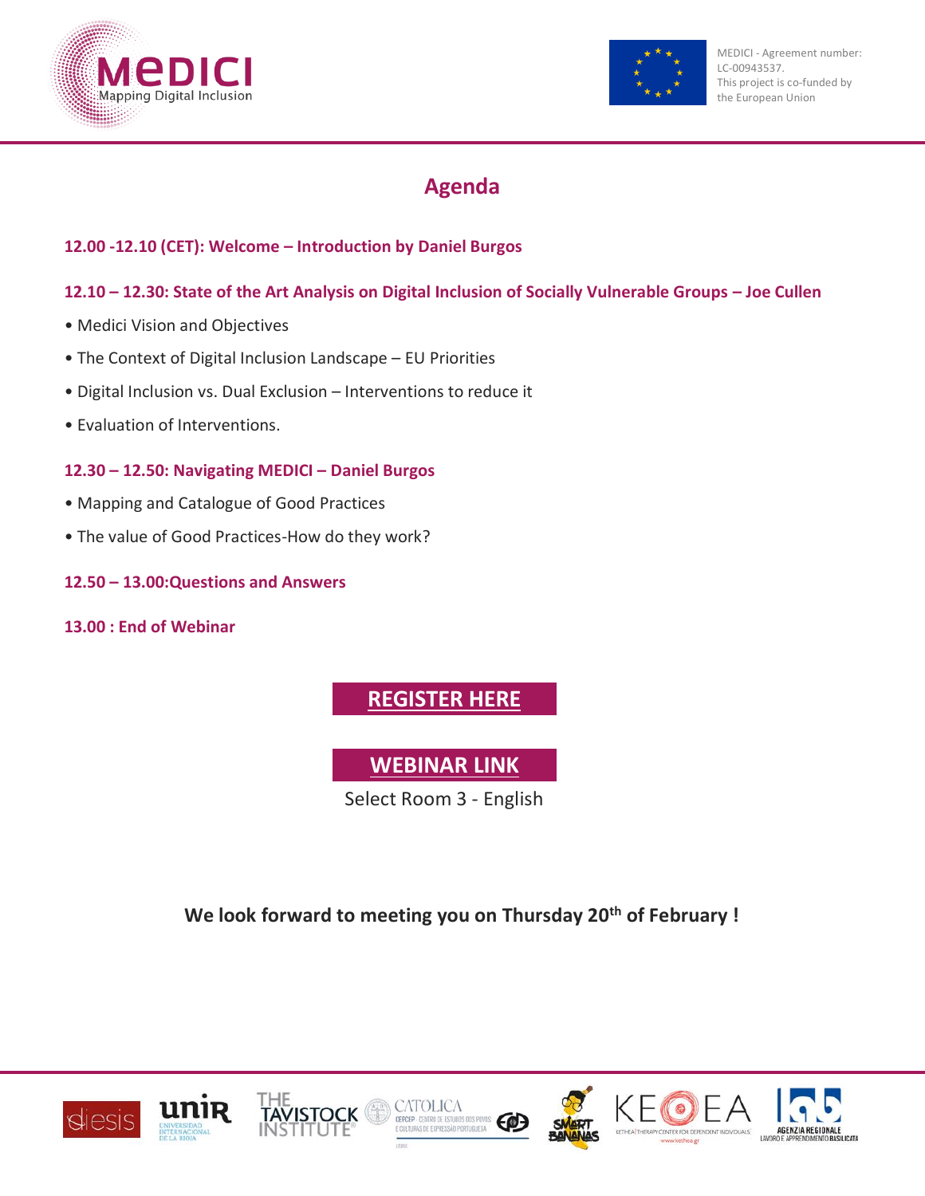## Agenda

**12.00 -12.10 (CET): Welcome – Introduction by Daniel Burgos**

**12.10 – 12.30: State of the Art Analysis on Digital Inclusion of Socially Vulnerable Groups – Joe Cullen**

- Medici Vision and Objectives
- The Context of Digital Inclusion Landscape – EU Priorities
- Digital Inclusion vs. Dual Exclusion – Interventions to reduce it
- Evaluation of Interventions.

**12.30 – 12.50: Navigating MEDICI – Daniel Burgos**

- Mapping and Catalogue of Good Practices
- The value of Good Practices-How do they work?

**12.50 – 13.00:Questions and Answers**

**13.00 : End of Webinar**

**REGISTER HERE**

**WEBINAR LINK**

Select Room 3 - English

**We look forward to meeting you on Thursday 20th of February !**